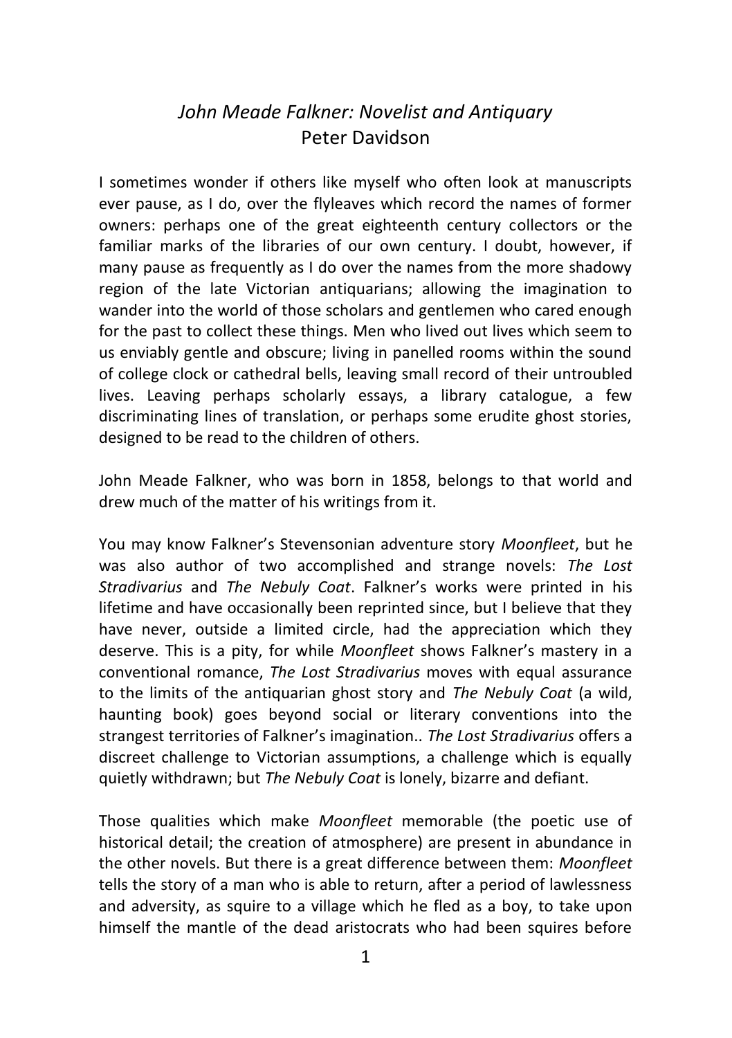# *John Meade Falkner: Novelist and Antiquary*
Peter Davidson

I sometimes wonder if others like myself who often look at manuscripts ever pause, as I do, over the flyleaves which record the names of former owners: perhaps one of the great eighteenth century collectors or the familiar marks of the libraries of our own century. I doubt, however, if many pause as frequently as I do over the names from the more shadowy region of the late Victorian antiquarians; allowing the imagination to wander into the world of those scholars and gentlemen who cared enough for the past to collect these things. Men who lived out lives which seem to us enviably gentle and obscure; living in panelled rooms within the sound of college clock or cathedral bells, leaving small record of their untroubled lives. Leaving perhaps scholarly essays, a library catalogue, a few discriminating lines of translation, or perhaps some erudite ghost stories, designed to be read to the children of others.

John Meade Falkner, who was born in 1858, belongs to that world and drew much of the matter of his writings from it.

You may know Falkner's Stevensonian adventure story *Moonfleet*, but he was also author of two accomplished and strange novels: *The Lost Stradivarius* and *The Nebuly Coat*. Falkner's works were printed in his lifetime and have occasionally been reprinted since, but I believe that they have never, outside a limited circle, had the appreciation which they deserve. This is a pity, for while *Moonfleet* shows Falkner's mastery in a conventional romance, *The Lost Stradivarius* moves with equal assurance to the limits of the antiquarian ghost story and *The Nebuly Coat* (a wild, haunting book) goes beyond social or literary conventions into the strangest territories of Falkner's imagination.. *The Lost Stradivarius* offers a discreet challenge to Victorian assumptions, a challenge which is equally quietly withdrawn; but *The Nebuly Coat* is lonely, bizarre and defiant.

Those qualities which make *Moonfleet* memorable (the poetic use of historical detail; the creation of atmosphere) are present in abundance in the other novels. But there is a great difference between them: *Moonfleet* tells the story of a man who is able to return, after a period of lawlessness and adversity, as squire to a village which he fled as a boy, to take upon himself the mantle of the dead aristocrats who had been squires before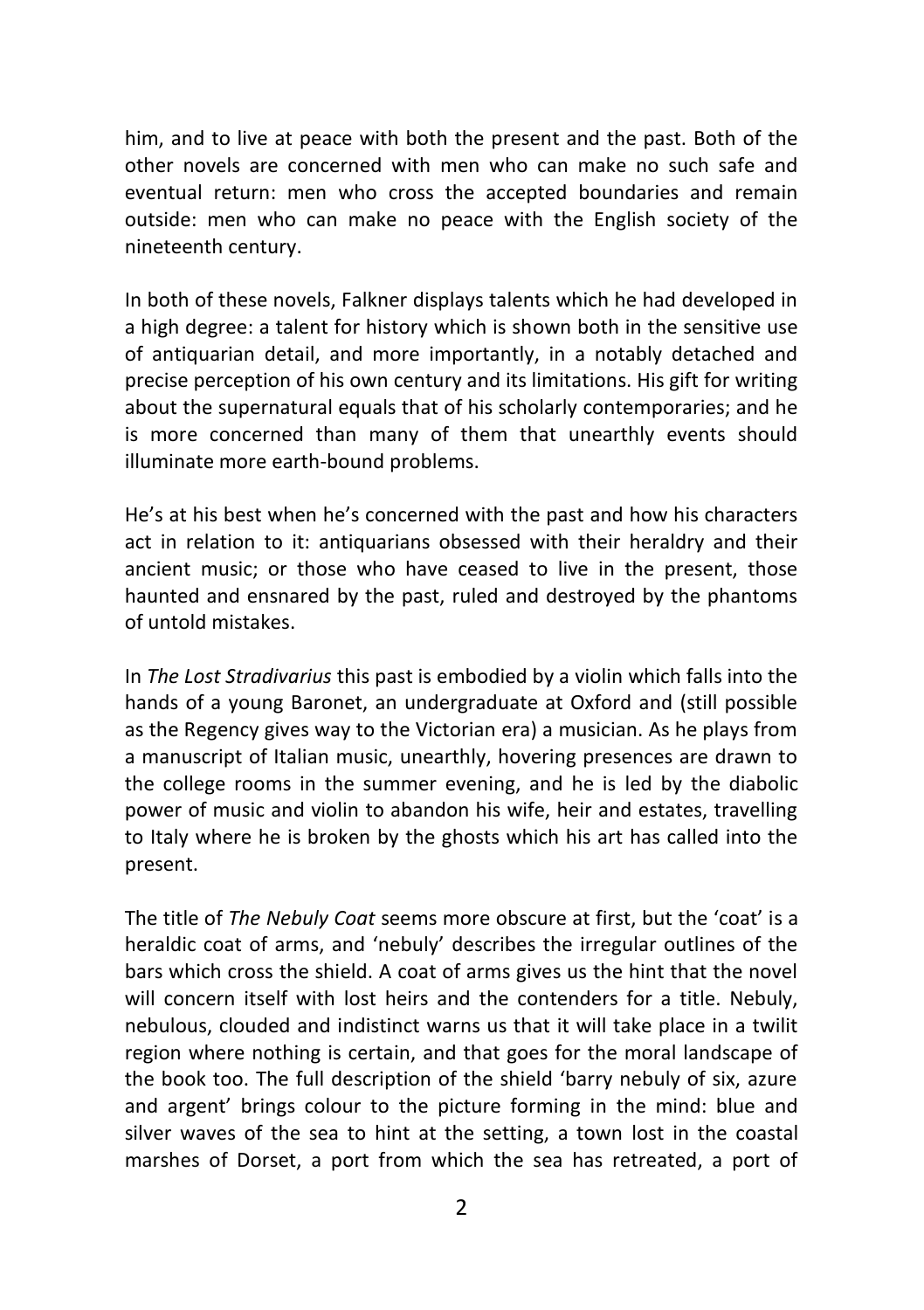him, and to live at peace with both the present and the past. Both of the other novels are concerned with men who can make no such safe and eventual return: men who cross the accepted boundaries and remain outside: men who can make no peace with the English society of the nineteenth century.

In both of these novels, Falkner displays talents which he had developed in a high degree: a talent for history which is shown both in the sensitive use of antiquarian detail, and more importantly, in a notably detached and precise perception of his own century and its limitations. His gift for writing about the supernatural equals that of his scholarly contemporaries; and he is more concerned than many of them that unearthly events should illuminate more earth-bound problems.

He's at his best when he's concerned with the past and how his characters act in relation to it: antiquarians obsessed with their heraldry and their ancient music; or those who have ceased to live in the present, those haunted and ensnared by the past, ruled and destroyed by the phantoms of untold mistakes.

In *The Lost Stradivarius* this past is embodied by a violin which falls into the hands of a young Baronet, an undergraduate at Oxford and (still possible as the Regency gives way to the Victorian era) a musician. As he plays from a manuscript of Italian music, unearthly, hovering presences are drawn to the college rooms in the summer evening, and he is led by the diabolic power of music and violin to abandon his wife, heir and estates, travelling to Italy where he is broken by the ghosts which his art has called into the present.

The title of *The Nebuly Coat* seems more obscure at first, but the 'coat' is a heraldic coat of arms, and 'nebuly' describes the irregular outlines of the bars which cross the shield. A coat of arms gives us the hint that the novel will concern itself with lost heirs and the contenders for a title. Nebuly, nebulous, clouded and indistinct warns us that it will take place in a twilit region where nothing is certain, and that goes for the moral landscape of the book too. The full description of the shield 'barry nebuly of six, azure and argent' brings colour to the picture forming in the mind: blue and silver waves of the sea to hint at the setting, a town lost in the coastal marshes of Dorset, a port from which the sea has retreated, a port of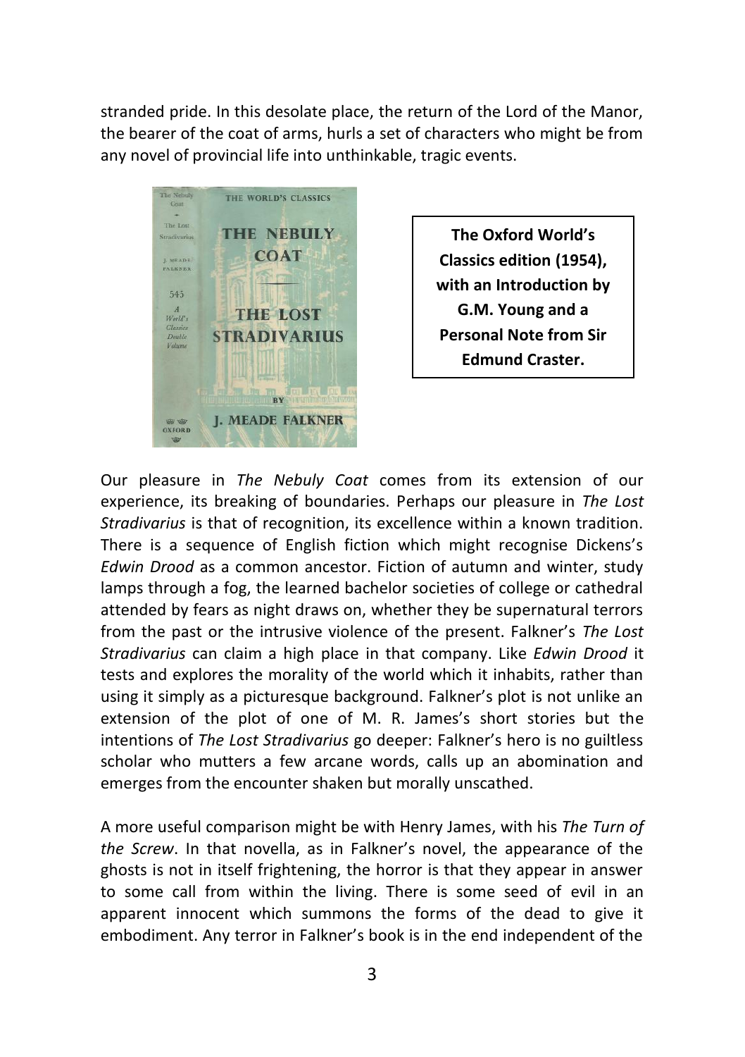stranded pride. In this desolate place, the return of the Lord of the Manor, the bearer of the coat of arms, hurls a set of characters who might be from any novel of provincial life into unthinkable, tragic events.

**The Oxford World's Classics edition (1954), with an Introduction by G.M. Young and a Personal Note from Sir Edmund Craster.**

Our pleasure in *The Nebuly Coat* comes from its extension of our experience, its breaking of boundaries. Perhaps our pleasure in *The Lost Stradivarius* is that of recognition, its excellence within a known tradition. There is a sequence of English fiction which might recognise Dickens's *Edwin Drood* as a common ancestor. Fiction of autumn and winter, study lamps through a fog, the learned bachelor societies of college or cathedral attended by fears as night draws on, whether they be supernatural terrors from the past or the intrusive violence of the present. Falkner's *The Lost Stradivarius* can claim a high place in that company. Like *Edwin Drood* it tests and explores the morality of the world which it inhabits, rather than using it simply as a picturesque background. Falkner's plot is not unlike an extension of the plot of one of M. R. James's short stories but the intentions of *The Lost Stradivarius* go deeper: Falkner's hero is no guiltless scholar who mutters a few arcane words, calls up an abomination and emerges from the encounter shaken but morally unscathed.

A more useful comparison might be with Henry James, with his *The Turn of the Screw*. In that novella, as in Falkner's novel, the appearance of the ghosts is not in itself frightening, the horror is that they appear in answer to some call from within the living. There is some seed of evil in an apparent innocent which summons the forms of the dead to give it embodiment. Any terror in Falkner's book is in the end independent of the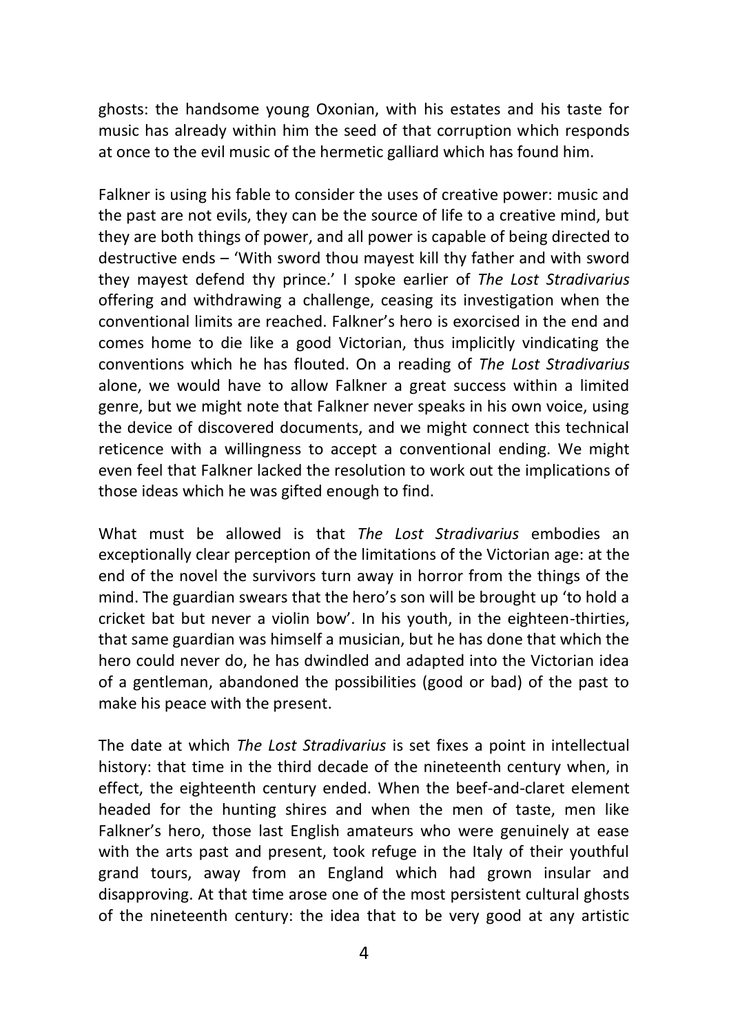ghosts: the handsome young Oxonian, with his estates and his taste for music has already within him the seed of that corruption which responds at once to the evil music of the hermetic galliard which has found him.

Falkner is using his fable to consider the uses of creative power: music and the past are not evils, they can be the source of life to a creative mind, but they are both things of power, and all power is capable of being directed to destructive ends – 'With sword thou mayest kill thy father and with sword they mayest defend thy prince.' I spoke earlier of *The Lost Stradivarius* offering and withdrawing a challenge, ceasing its investigation when the conventional limits are reached. Falkner's hero is exorcised in the end and comes home to die like a good Victorian, thus implicitly vindicating the conventions which he has flouted. On a reading of *The Lost Stradivarius* alone, we would have to allow Falkner a great success within a limited genre, but we might note that Falkner never speaks in his own voice, using the device of discovered documents, and we might connect this technical reticence with a willingness to accept a conventional ending. We might even feel that Falkner lacked the resolution to work out the implications of those ideas which he was gifted enough to find.

What must be allowed is that *The Lost Stradivarius* embodies an exceptionally clear perception of the limitations of the Victorian age: at the end of the novel the survivors turn away in horror from the things of the mind. The guardian swears that the hero's son will be brought up 'to hold a cricket bat but never a violin bow'. In his youth, in the eighteen-thirties, that same guardian was himself a musician, but he has done that which the hero could never do, he has dwindled and adapted into the Victorian idea of a gentleman, abandoned the possibilities (good or bad) of the past to make his peace with the present.

The date at which *The Lost Stradivarius* is set fixes a point in intellectual history: that time in the third decade of the nineteenth century when, in effect, the eighteenth century ended. When the beef-and-claret element headed for the hunting shires and when the men of taste, men like Falkner's hero, those last English amateurs who were genuinely at ease with the arts past and present, took refuge in the Italy of their youthful grand tours, away from an England which had grown insular and disapproving. At that time arose one of the most persistent cultural ghosts of the nineteenth century: the idea that to be very good at any artistic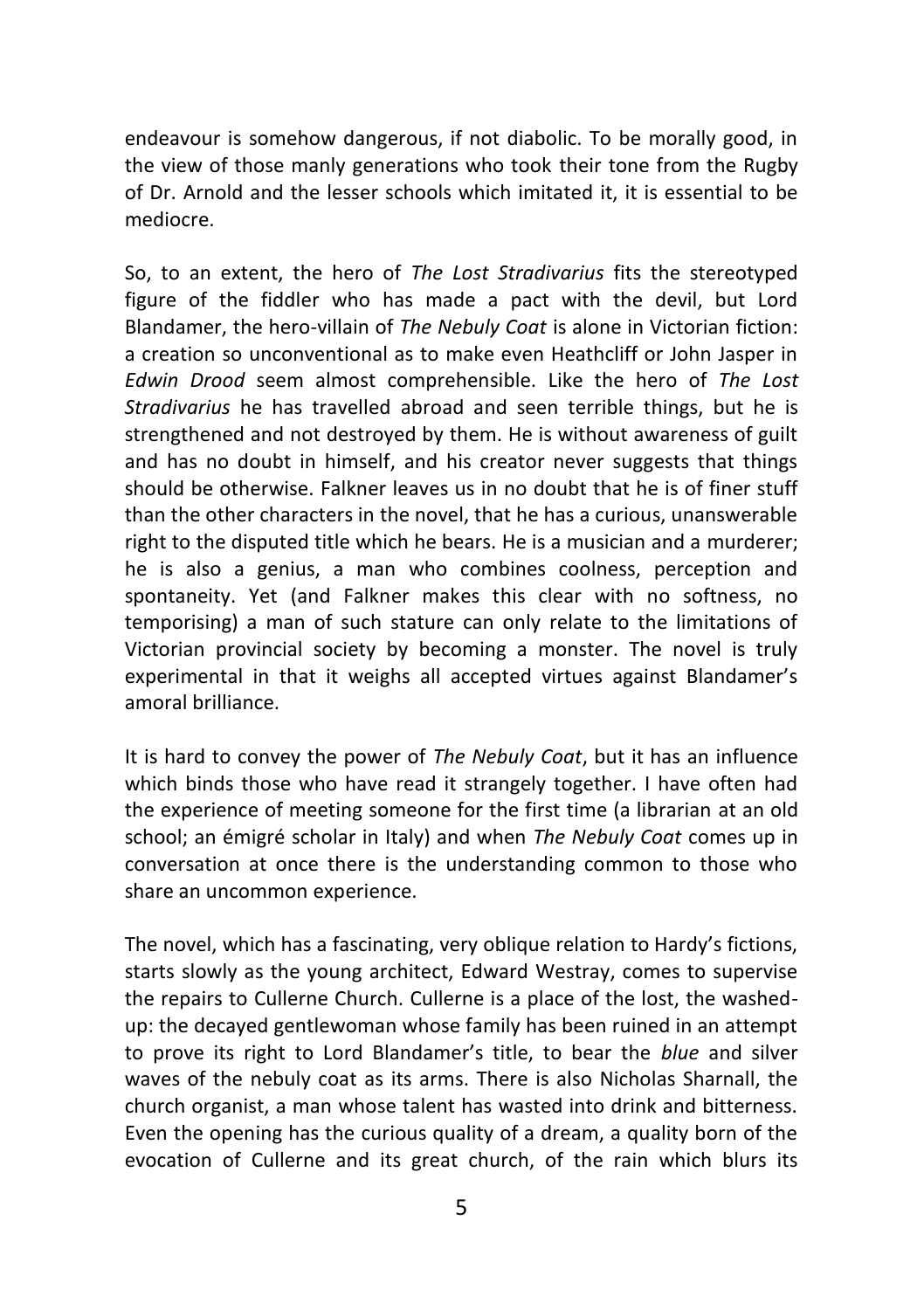endeavour is somehow dangerous, if not diabolic. To be morally good, in the view of those manly generations who took their tone from the Rugby of Dr. Arnold and the lesser schools which imitated it, it is essential to be mediocre.

So, to an extent, the hero of *The Lost Stradivarius* fits the stereotyped figure of the fiddler who has made a pact with the devil, but Lord Blandamer, the hero-villain of *The Nebuly Coat* is alone in Victorian fiction: a creation so unconventional as to make even Heathcliff or John Jasper in *Edwin Drood* seem almost comprehensible. Like the hero of *The Lost Stradivarius* he has travelled abroad and seen terrible things, but he is strengthened and not destroyed by them. He is without awareness of guilt and has no doubt in himself, and his creator never suggests that things should be otherwise. Falkner leaves us in no doubt that he is of finer stuff than the other characters in the novel, that he has a curious, unanswerable right to the disputed title which he bears. He is a musician and a murderer; he is also a genius, a man who combines coolness, perception and spontaneity. Yet (and Falkner makes this clear with no softness, no temporising) a man of such stature can only relate to the limitations of Victorian provincial society by becoming a monster. The novel is truly experimental in that it weighs all accepted virtues against Blandamer's amoral brilliance.

It is hard to convey the power of *The Nebuly Coat*, but it has an influence which binds those who have read it strangely together. I have often had the experience of meeting someone for the first time (a librarian at an old school; an émigré scholar in Italy) and when *The Nebuly Coat* comes up in conversation at once there is the understanding common to those who share an uncommon experience.

The novel, which has a fascinating, very oblique relation to Hardy's fictions, starts slowly as the young architect, Edward Westray, comes to supervise the repairs to Cullerne Church. Cullerne is a place of the lost, the washed-up: the decayed gentlewoman whose family has been ruined in an attempt to prove its right to Lord Blandamer's title, to bear the *blue* and silver waves of the nebuly coat as its arms. There is also Nicholas Sharnall, the church organist, a man whose talent has wasted into drink and bitterness. Even the opening has the curious quality of a dream, a quality born of the evocation of Cullerne and its great church, of the rain which blurs its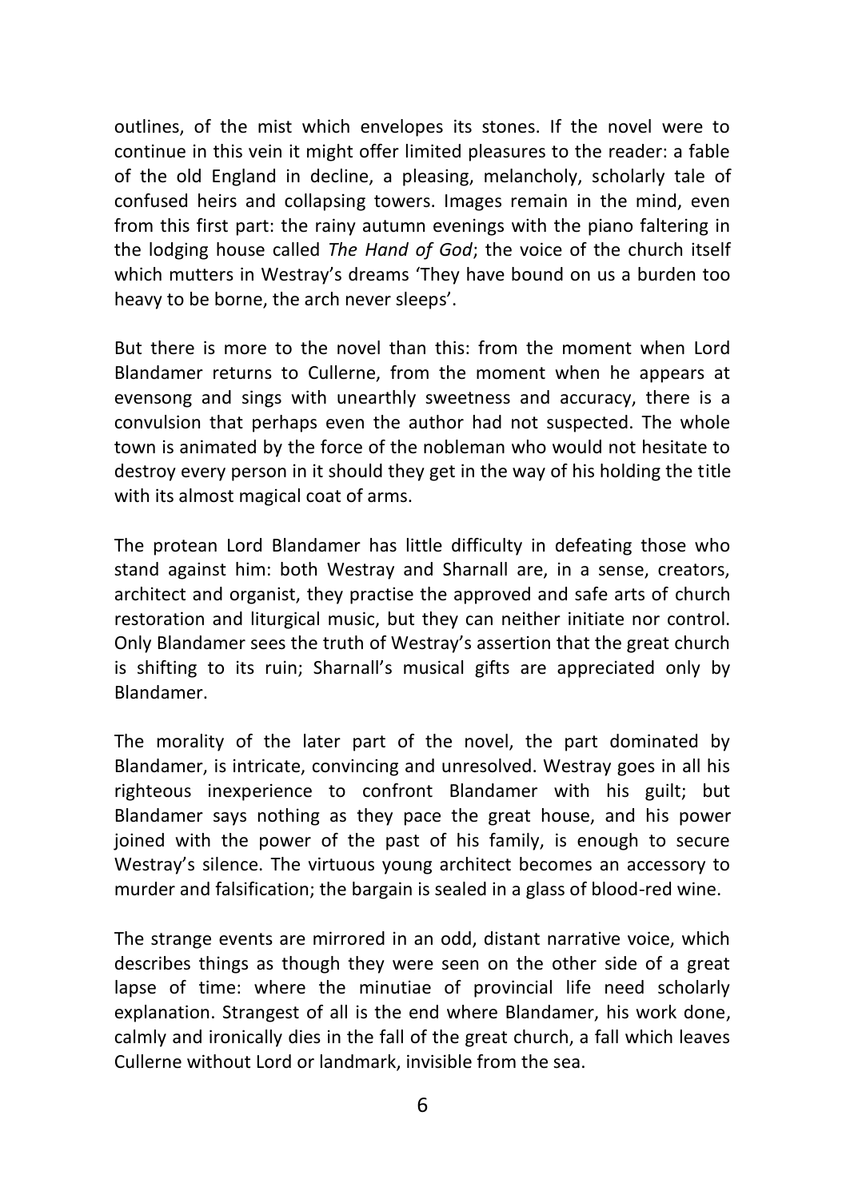outlines, of the mist which envelopes its stones. If the novel were to continue in this vein it might offer limited pleasures to the reader: a fable of the old England in decline, a pleasing, melancholy, scholarly tale of confused heirs and collapsing towers. Images remain in the mind, even from this first part: the rainy autumn evenings with the piano faltering in the lodging house called *The Hand of God*; the voice of the church itself which mutters in Westray's dreams 'They have bound on us a burden too heavy to be borne, the arch never sleeps'.

But there is more to the novel than this: from the moment when Lord Blandamer returns to Cullerne, from the moment when he appears at evensong and sings with unearthly sweetness and accuracy, there is a convulsion that perhaps even the author had not suspected. The whole town is animated by the force of the nobleman who would not hesitate to destroy every person in it should they get in the way of his holding the title with its almost magical coat of arms.

The protean Lord Blandamer has little difficulty in defeating those who stand against him: both Westray and Sharnall are, in a sense, creators, architect and organist, they practise the approved and safe arts of church restoration and liturgical music, but they can neither initiate nor control. Only Blandamer sees the truth of Westray's assertion that the great church is shifting to its ruin; Sharnall's musical gifts are appreciated only by Blandamer.

The morality of the later part of the novel, the part dominated by Blandamer, is intricate, convincing and unresolved. Westray goes in all his righteous inexperience to confront Blandamer with his guilt; but Blandamer says nothing as they pace the great house, and his power joined with the power of the past of his family, is enough to secure Westray's silence. The virtuous young architect becomes an accessory to murder and falsification; the bargain is sealed in a glass of blood-red wine.

The strange events are mirrored in an odd, distant narrative voice, which describes things as though they were seen on the other side of a great lapse of time: where the minutiae of provincial life need scholarly explanation. Strangest of all is the end where Blandamer, his work done, calmly and ironically dies in the fall of the great church, a fall which leaves Cullerne without Lord or landmark, invisible from the sea.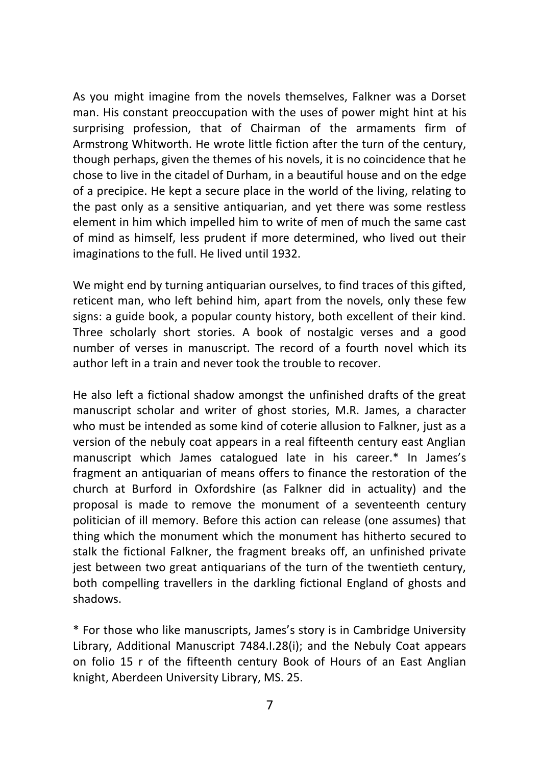As you might imagine from the novels themselves, Falkner was a Dorset man. His constant preoccupation with the uses of power might hint at his surprising profession, that of Chairman of the armaments firm of Armstrong Whitworth. He wrote little fiction after the turn of the century, though perhaps, given the themes of his novels, it is no coincidence that he chose to live in the citadel of Durham, in a beautiful house and on the edge of a precipice. He kept a secure place in the world of the living, relating to the past only as a sensitive antiquarian, and yet there was some restless element in him which impelled him to write of men of much the same cast of mind as himself, less prudent if more determined, who lived out their imaginations to the full. He lived until 1932.

We might end by turning antiquarian ourselves, to find traces of this gifted, reticent man, who left behind him, apart from the novels, only these few signs: a guide book, a popular county history, both excellent of their kind. Three scholarly short stories. A book of nostalgic verses and a good number of verses in manuscript. The record of a fourth novel which its author left in a train and never took the trouble to recover.

He also left a fictional shadow amongst the unfinished drafts of the great manuscript scholar and writer of ghost stories, M.R. James, a character who must be intended as some kind of coterie allusion to Falkner, just as a version of the nebuly coat appears in a real fifteenth century east Anglian manuscript which James catalogued late in his career.* In James's fragment an antiquarian of means offers to finance the restoration of the church at Burford in Oxfordshire (as Falkner did in actuality) and the proposal is made to remove the monument of a seventeenth century politician of ill memory. Before this action can release (one assumes) that thing which the monument which the monument has hitherto secured to stalk the fictional Falkner, the fragment breaks off, an unfinished private jest between two great antiquarians of the turn of the twentieth century, both compelling travellers in the darkling fictional England of ghosts and shadows.

* For those who like manuscripts, James's story is in Cambridge University Library, Additional Manuscript 7484.I.28(i); and the Nebuly Coat appears on folio 15 r of the fifteenth century Book of Hours of an East Anglian knight, Aberdeen University Library, MS. 25.